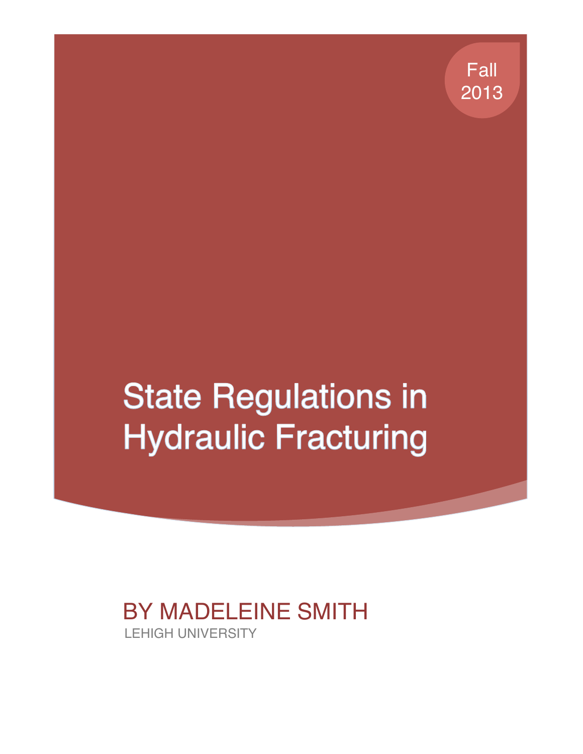Fall 2013

# State Regulations in Hydraulic Fracturing

BY MADELEINE SMITH

LEHIGH UNIVERSITY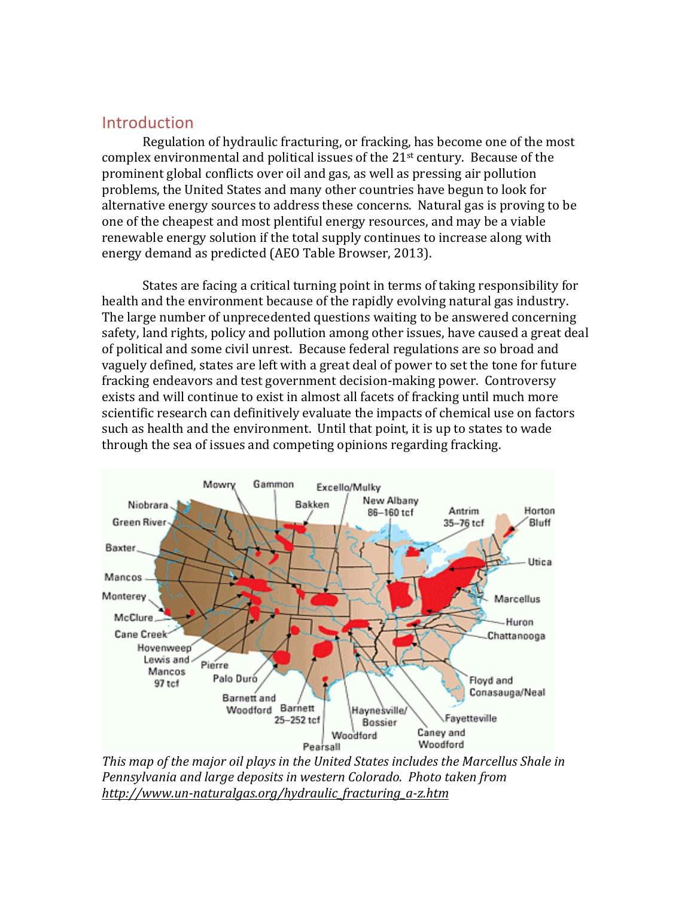## Introduction

Regulation of hydraulic fracturing, or fracking, has become one of the most complex environmental and political issues of the 21st century. Because of the prominent global conflicts over oil and gas, as well as pressing air pollution problems, the United States and many other countries have begun to look for alternative energy sources to address these concerns. Natural gas is proving to be one of the cheapest and most plentiful energy resources, and may be a viable renewable energy solution if the total supply continues to increase along with energy demand as predicted (AEO Table Browser, 2013).

States are facing a critical turning point in terms of taking responsibility for health and the environment because of the rapidly evolving natural gas industry. The large number of unprecedented questions waiting to be answered concerning safety, land rights, policy and pollution among other issues, have caused a great deal of political and some civil unrest. Because federal regulations are so broad and vaguely defined, states are left with a great deal of power to set the tone for future fracking endeavors and test government decision-making power. Controversy exists and will continue to exist in almost all facets of fracking until much more scientific research can definitively evaluate the impacts of chemical use on factors such as health and the environment. Until that point, it is up to states to wade through the sea of issues and competing opinions regarding fracking.

Mowry
Gammon
Excello/Mulky
Niobrara
Bakken
New Albany 86–160 tcf
Antrim 35–76 tcf
Horton Bluff
Green River
Baxter
Utica
Mancos
Monterey
Marcellus
McClure
Huron
Cane Creek
Chattanooga
Hovenweep
Lewis and Mancos 97 tcf
Pierre
Palo Duro
Floyd and Conasauga/Neal
Barnett and Woodford
Barnett 25–252 tcf
Haynesville/Bossier
Fayetteville
Woodford
Caney and Woodford
Pearsall

*This map of the major oil plays in the United States includes the Marcellus Shale in Pennsylvania and large deposits in western Colorado. Photo taken from http://www.un-naturalgas.org/hydraulic_fracturing_a-z.htm*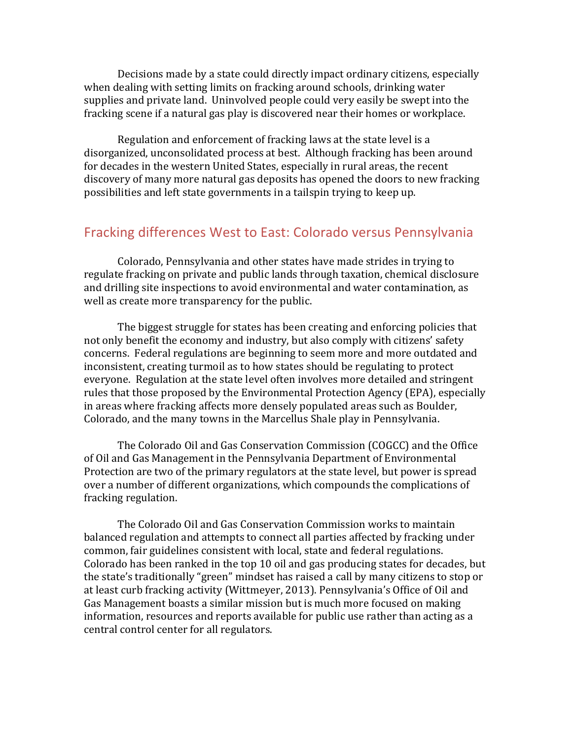Decisions made by a state could directly impact ordinary citizens, especially when dealing with setting limits on fracking around schools, drinking water supplies and private land. Uninvolved people could very easily be swept into the fracking scene if a natural gas play is discovered near their homes or workplace.

Regulation and enforcement of fracking laws at the state level is a disorganized, unconsolidated process at best. Although fracking has been around for decades in the western United States, especially in rural areas, the recent discovery of many more natural gas deposits has opened the doors to new fracking possibilities and left state governments in a tailspin trying to keep up.

## Fracking differences West to East: Colorado versus Pennsylvania

Colorado, Pennsylvania and other states have made strides in trying to regulate fracking on private and public lands through taxation, chemical disclosure and drilling site inspections to avoid environmental and water contamination, as well as create more transparency for the public.

The biggest struggle for states has been creating and enforcing policies that not only benefit the economy and industry, but also comply with citizens' safety concerns. Federal regulations are beginning to seem more and more outdated and inconsistent, creating turmoil as to how states should be regulating to protect everyone. Regulation at the state level often involves more detailed and stringent rules that those proposed by the Environmental Protection Agency (EPA), especially in areas where fracking affects more densely populated areas such as Boulder, Colorado, and the many towns in the Marcellus Shale play in Pennsylvania.

The Colorado Oil and Gas Conservation Commission (COGCC) and the Office of Oil and Gas Management in the Pennsylvania Department of Environmental Protection are two of the primary regulators at the state level, but power is spread over a number of different organizations, which compounds the complications of fracking regulation.

The Colorado Oil and Gas Conservation Commission works to maintain balanced regulation and attempts to connect all parties affected by fracking under common, fair guidelines consistent with local, state and federal regulations. Colorado has been ranked in the top 10 oil and gas producing states for decades, but the state's traditionally "green" mindset has raised a call by many citizens to stop or at least curb fracking activity (Wittmeyer, 2013). Pennsylvania's Office of Oil and Gas Management boasts a similar mission but is much more focused on making information, resources and reports available for public use rather than acting as a central control center for all regulators.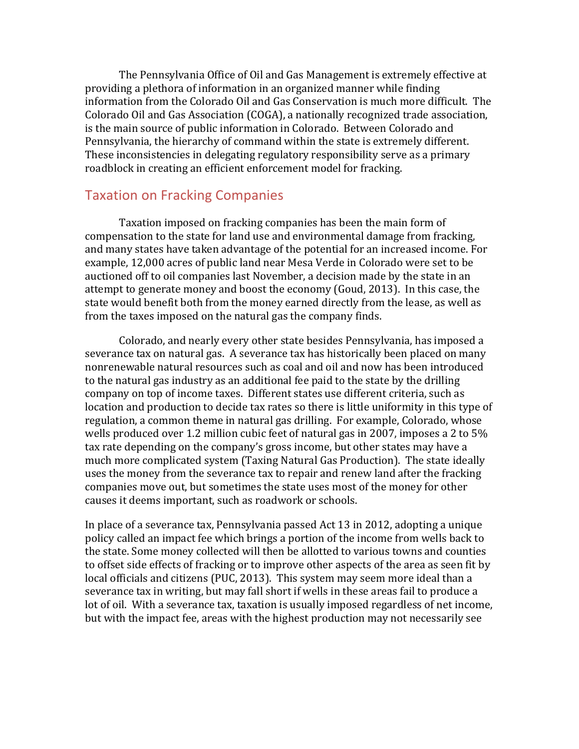The Pennsylvania Office of Oil and Gas Management is extremely effective at providing a plethora of information in an organized manner while finding information from the Colorado Oil and Gas Conservation is much more difficult. The Colorado Oil and Gas Association (COGA), a nationally recognized trade association, is the main source of public information in Colorado. Between Colorado and Pennsylvania, the hierarchy of command within the state is extremely different. These inconsistencies in delegating regulatory responsibility serve as a primary roadblock in creating an efficient enforcement model for fracking.

## Taxation on Fracking Companies

Taxation imposed on fracking companies has been the main form of compensation to the state for land use and environmental damage from fracking, and many states have taken advantage of the potential for an increased income. For example, 12,000 acres of public land near Mesa Verde in Colorado were set to be auctioned off to oil companies last November, a decision made by the state in an attempt to generate money and boost the economy (Goud, 2013). In this case, the state would benefit both from the money earned directly from the lease, as well as from the taxes imposed on the natural gas the company finds.

Colorado, and nearly every other state besides Pennsylvania, has imposed a severance tax on natural gas. A severance tax has historically been placed on many nonrenewable natural resources such as coal and oil and now has been introduced to the natural gas industry as an additional fee paid to the state by the drilling company on top of income taxes. Different states use different criteria, such as location and production to decide tax rates so there is little uniformity in this type of regulation, a common theme in natural gas drilling. For example, Colorado, whose wells produced over 1.2 million cubic feet of natural gas in 2007, imposes a 2 to 5% tax rate depending on the company's gross income, but other states may have a much more complicated system (Taxing Natural Gas Production). The state ideally uses the money from the severance tax to repair and renew land after the fracking companies move out, but sometimes the state uses most of the money for other causes it deems important, such as roadwork or schools.

In place of a severance tax, Pennsylvania passed Act 13 in 2012, adopting a unique policy called an impact fee which brings a portion of the income from wells back to the state. Some money collected will then be allotted to various towns and counties to offset side effects of fracking or to improve other aspects of the area as seen fit by local officials and citizens (PUC, 2013). This system may seem more ideal than a severance tax in writing, but may fall short if wells in these areas fail to produce a lot of oil. With a severance tax, taxation is usually imposed regardless of net income, but with the impact fee, areas with the highest production may not necessarily see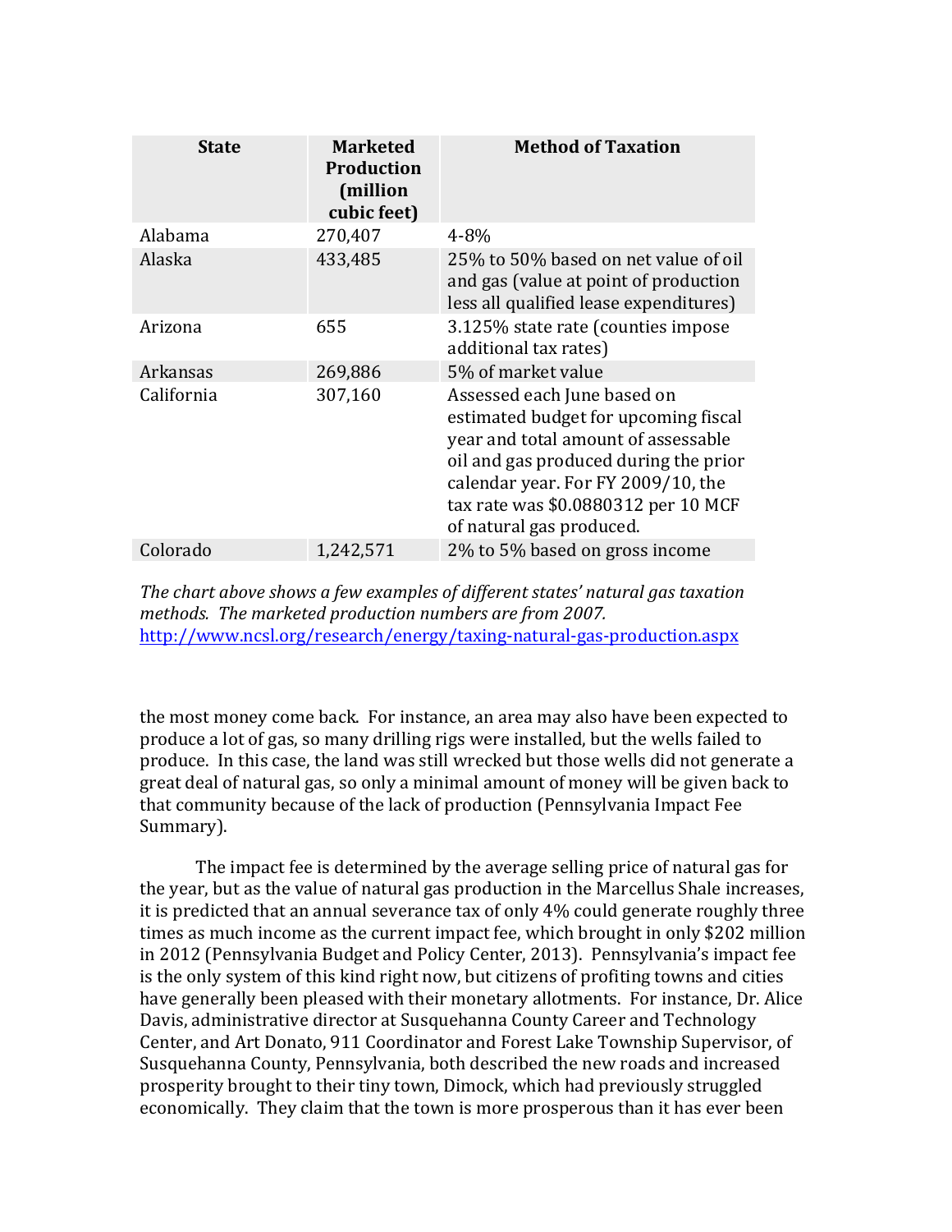| State | Marketed Production (million cubic feet) | Method of Taxation |
|---|---|---|
| Alabama | 270,407 | 4-8% |
| Alaska | 433,485 | 25% to 50% based on net value of oil and gas (value at point of production less all qualified lease expenditures) |
| Arizona | 655 | 3.125% state rate (counties impose additional tax rates) |
| Arkansas | 269,886 | 5% of market value |
| California | 307,160 | Assessed each June based on estimated budget for upcoming fiscal year and total amount of assessable oil and gas produced during the prior calendar year. For FY 2009/10, the tax rate was $0.0880312 per 10 MCF of natural gas produced. |
| Colorado | 1,242,571 | 2% to 5% based on gross income |

*The chart above shows a few examples of different states' natural gas taxation methods. The marketed production numbers are from 2007.* [http://www.ncsl.org/research/energy/taxing-natural-gas-production.aspx](http://www.ncsl.org/research/energy/taxing-natural-gas-production.aspx)

the most money come back. For instance, an area may also have been expected to produce a lot of gas, so many drilling rigs were installed, but the wells failed to produce. In this case, the land was still wrecked but those wells did not generate a great deal of natural gas, so only a minimal amount of money will be given back to that community because of the lack of production (Pennsylvania Impact Fee Summary).

The impact fee is determined by the average selling price of natural gas for the year, but as the value of natural gas production in the Marcellus Shale increases, it is predicted that an annual severance tax of only 4% could generate roughly three times as much income as the current impact fee, which brought in only $202 million in 2012 (Pennsylvania Budget and Policy Center, 2013). Pennsylvania's impact fee is the only system of this kind right now, but citizens of profiting towns and cities have generally been pleased with their monetary allotments. For instance, Dr. Alice Davis, administrative director at Susquehanna County Career and Technology Center, and Art Donato, 911 Coordinator and Forest Lake Township Supervisor, of Susquehanna County, Pennsylvania, both described the new roads and increased prosperity brought to their tiny town, Dimock, which had previously struggled economically. They claim that the town is more prosperous than it has ever been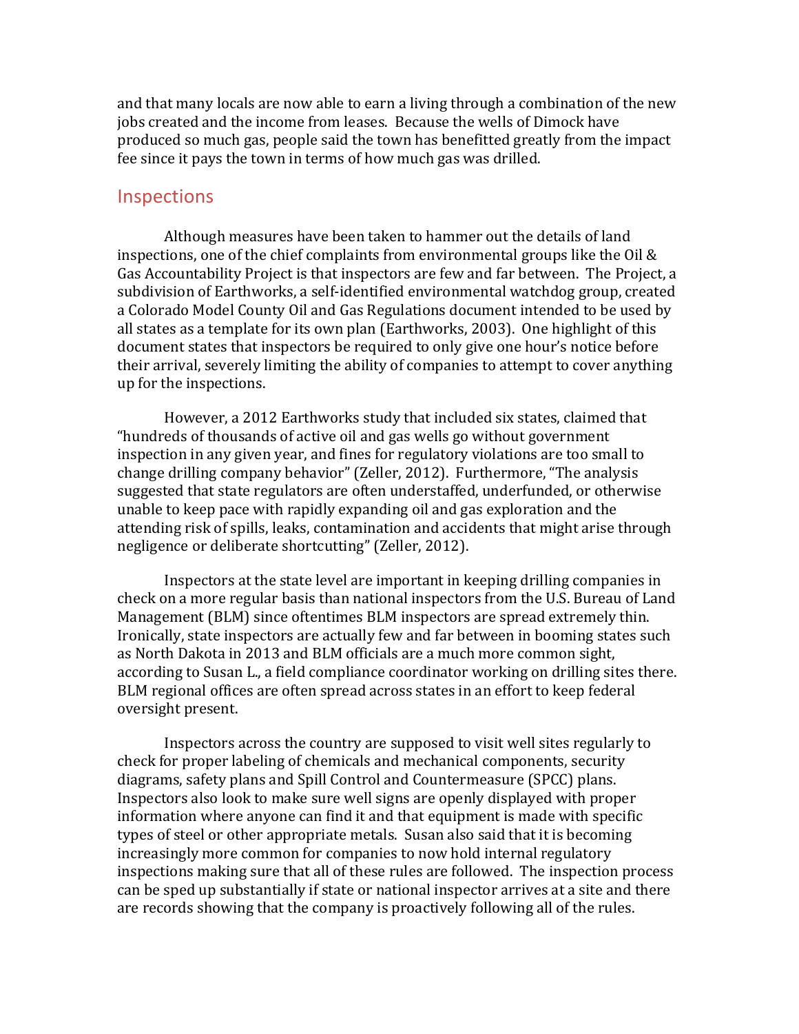and that many locals are now able to earn a living through a combination of the new jobs created and the income from leases. Because the wells of Dimock have produced so much gas, people said the town has benefitted greatly from the impact fee since it pays the town in terms of how much gas was drilled.

## Inspections

Although measures have been taken to hammer out the details of land inspections, one of the chief complaints from environmental groups like the Oil & Gas Accountability Project is that inspectors are few and far between. The Project, a subdivision of Earthworks, a self-identified environmental watchdog group, created a Colorado Model County Oil and Gas Regulations document intended to be used by all states as a template for its own plan (Earthworks, 2003). One highlight of this document states that inspectors be required to only give one hour's notice before their arrival, severely limiting the ability of companies to attempt to cover anything up for the inspections.

However, a 2012 Earthworks study that included six states, claimed that "hundreds of thousands of active oil and gas wells go without government inspection in any given year, and fines for regulatory violations are too small to change drilling company behavior" (Zeller, 2012). Furthermore, "The analysis suggested that state regulators are often understaffed, underfunded, or otherwise unable to keep pace with rapidly expanding oil and gas exploration and the attending risk of spills, leaks, contamination and accidents that might arise through negligence or deliberate shortcutting" (Zeller, 2012).

Inspectors at the state level are important in keeping drilling companies in check on a more regular basis than national inspectors from the U.S. Bureau of Land Management (BLM) since oftentimes BLM inspectors are spread extremely thin. Ironically, state inspectors are actually few and far between in booming states such as North Dakota in 2013 and BLM officials are a much more common sight, according to Susan L., a field compliance coordinator working on drilling sites there. BLM regional offices are often spread across states in an effort to keep federal oversight present.

Inspectors across the country are supposed to visit well sites regularly to check for proper labeling of chemicals and mechanical components, security diagrams, safety plans and Spill Control and Countermeasure (SPCC) plans. Inspectors also look to make sure well signs are openly displayed with proper information where anyone can find it and that equipment is made with specific types of steel or other appropriate metals. Susan also said that it is becoming increasingly more common for companies to now hold internal regulatory inspections making sure that all of these rules are followed. The inspection process can be sped up substantially if state or national inspector arrives at a site and there are records showing that the company is proactively following all of the rules.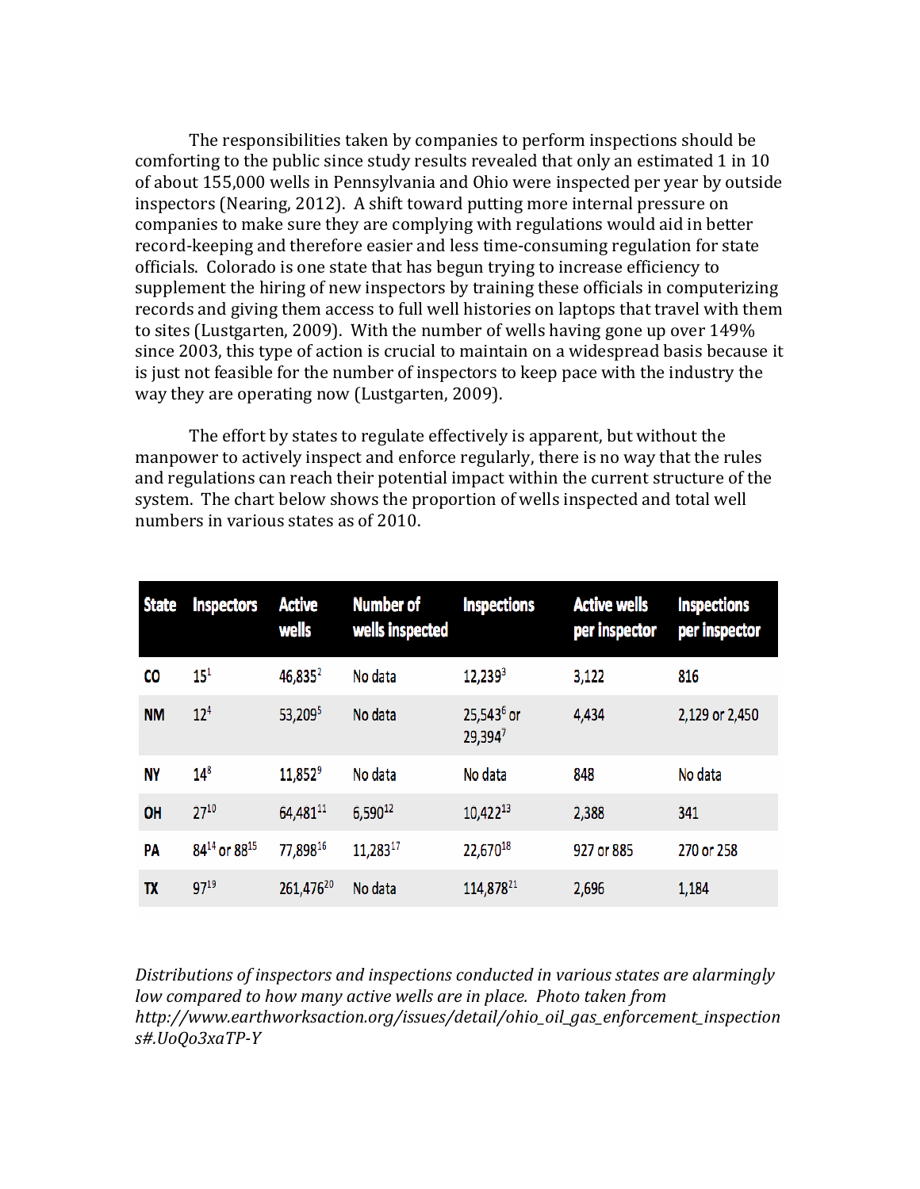The responsibilities taken by companies to perform inspections should be comforting to the public since study results revealed that only an estimated 1 in 10 of about 155,000 wells in Pennsylvania and Ohio were inspected per year by outside inspectors (Nearing, 2012). A shift toward putting more internal pressure on companies to make sure they are complying with regulations would aid in better record-keeping and therefore easier and less time-consuming regulation for state officials. Colorado is one state that has begun trying to increase efficiency to supplement the hiring of new inspectors by training these officials in computerizing records and giving them access to full well histories on laptops that travel with them to sites (Lustgarten, 2009). With the number of wells having gone up over 149% since 2003, this type of action is crucial to maintain on a widespread basis because it is just not feasible for the number of inspectors to keep pace with the industry the way they are operating now (Lustgarten, 2009).

The effort by states to regulate effectively is apparent, but without the manpower to actively inspect and enforce regularly, there is no way that the rules and regulations can reach their potential impact within the current structure of the system. The chart below shows the proportion of wells inspected and total well numbers in various states as of 2010.

| State | Inspectors | Active wells | Number of wells inspected | Inspections | Active wells per inspector | Inspections per inspector |
|---|---|---|---|---|---|---|
| CO | 15[1] | 46,835[2] | No data | 12,239[3] | 3,122 | 816 |
| NM | 12[4] | 53,209[5] | No data | 25,543[6] or 29,394[7] | 4,434 | 2,129 or 2,450 |
| NY | 14[8] | 11,852[9] | No data | No data | 848 | No data |
| OH | 27[10] | 64,481[11] | 6,590[12] | 10,422[13] | 2,388 | 341 |
| PA | 84[14] or 88[15] | 77,898[16] | 11,283[17] | 22,670[18] | 927 or 885 | 270 or 258 |
| TX | 97[19] | 261,476[20] | No data | 114,878[21] | 2,696 | 1,184 |

*Distributions of inspectors and inspections conducted in various states are alarmingly low compared to how many active wells are in place. Photo taken from http://www.earthworksaction.org/issues/detail/ohio_oil_gas_enforcement_inspections#.UoQo3xaTP-Y*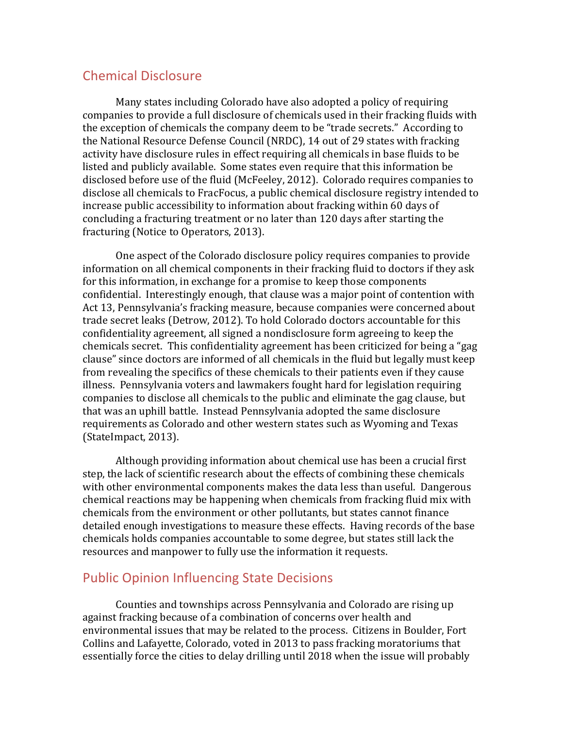## Chemical Disclosure

Many states including Colorado have also adopted a policy of requiring companies to provide a full disclosure of chemicals used in their fracking fluids with the exception of chemicals the company deem to be "trade secrets." According to the National Resource Defense Council (NRDC), 14 out of 29 states with fracking activity have disclosure rules in effect requiring all chemicals in base fluids to be listed and publicly available. Some states even require that this information be disclosed before use of the fluid (McFeeley, 2012). Colorado requires companies to disclose all chemicals to FracFocus, a public chemical disclosure registry intended to increase public accessibility to information about fracking within 60 days of concluding a fracturing treatment or no later than 120 days after starting the fracturing (Notice to Operators, 2013).

One aspect of the Colorado disclosure policy requires companies to provide information on all chemical components in their fracking fluid to doctors if they ask for this information, in exchange for a promise to keep those components confidential. Interestingly enough, that clause was a major point of contention with Act 13, Pennsylvania's fracking measure, because companies were concerned about trade secret leaks (Detrow, 2012). To hold Colorado doctors accountable for this confidentiality agreement, all signed a nondisclosure form agreeing to keep the chemicals secret. This confidentiality agreement has been criticized for being a "gag clause" since doctors are informed of all chemicals in the fluid but legally must keep from revealing the specifics of these chemicals to their patients even if they cause illness. Pennsylvania voters and lawmakers fought hard for legislation requiring companies to disclose all chemicals to the public and eliminate the gag clause, but that was an uphill battle. Instead Pennsylvania adopted the same disclosure requirements as Colorado and other western states such as Wyoming and Texas (StateImpact, 2013).

Although providing information about chemical use has been a crucial first step, the lack of scientific research about the effects of combining these chemicals with other environmental components makes the data less than useful. Dangerous chemical reactions may be happening when chemicals from fracking fluid mix with chemicals from the environment or other pollutants, but states cannot finance detailed enough investigations to measure these effects. Having records of the base chemicals holds companies accountable to some degree, but states still lack the resources and manpower to fully use the information it requests.

## Public Opinion Influencing State Decisions

Counties and townships across Pennsylvania and Colorado are rising up against fracking because of a combination of concerns over health and environmental issues that may be related to the process. Citizens in Boulder, Fort Collins and Lafayette, Colorado, voted in 2013 to pass fracking moratoriums that essentially force the cities to delay drilling until 2018 when the issue will probably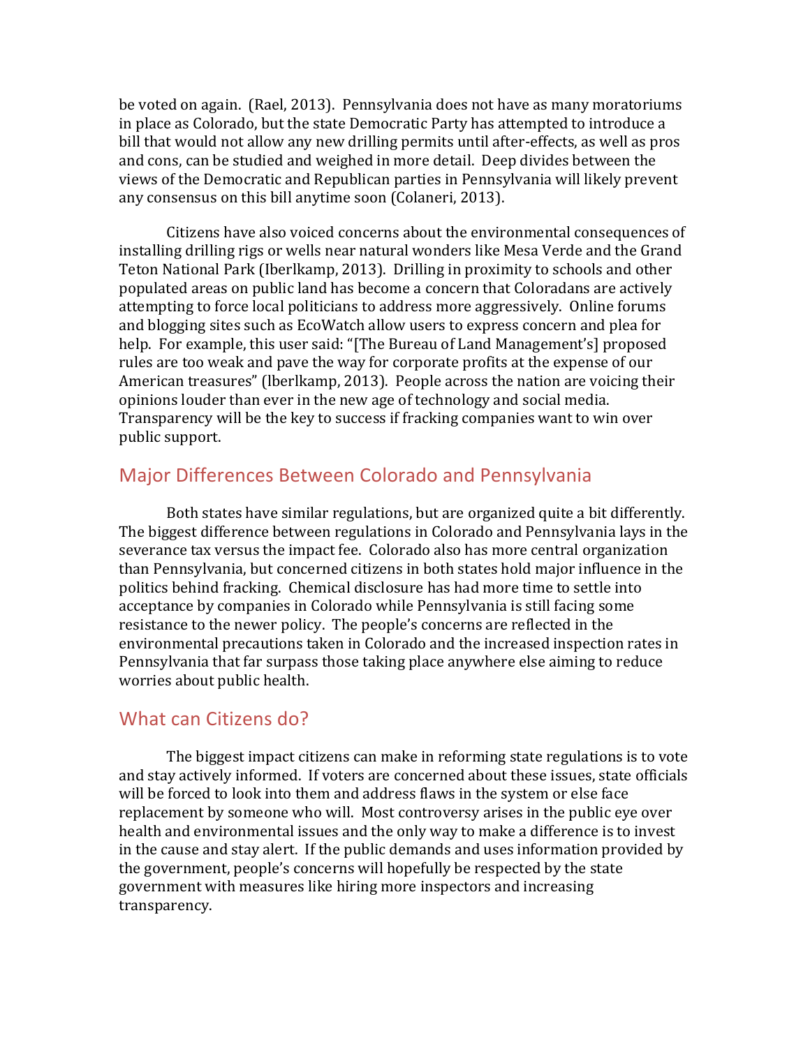be voted on again. (Rael, 2013). Pennsylvania does not have as many moratoriums in place as Colorado, but the state Democratic Party has attempted to introduce a bill that would not allow any new drilling permits until after-effects, as well as pros and cons, can be studied and weighed in more detail. Deep divides between the views of the Democratic and Republican parties in Pennsylvania will likely prevent any consensus on this bill anytime soon (Colaneri, 2013).

Citizens have also voiced concerns about the environmental consequences of installing drilling rigs or wells near natural wonders like Mesa Verde and the Grand Teton National Park (Iberlkamp, 2013). Drilling in proximity to schools and other populated areas on public land has become a concern that Coloradans are actively attempting to force local politicians to address more aggressively. Online forums and blogging sites such as EcoWatch allow users to express concern and plea for help. For example, this user said: "[The Bureau of Land Management's] proposed rules are too weak and pave the way for corporate profits at the expense of our American treasures" (lberlkamp, 2013). People across the nation are voicing their opinions louder than ever in the new age of technology and social media. Transparency will be the key to success if fracking companies want to win over public support.

## Major Differences Between Colorado and Pennsylvania

Both states have similar regulations, but are organized quite a bit differently. The biggest difference between regulations in Colorado and Pennsylvania lays in the severance tax versus the impact fee. Colorado also has more central organization than Pennsylvania, but concerned citizens in both states hold major influence in the politics behind fracking. Chemical disclosure has had more time to settle into acceptance by companies in Colorado while Pennsylvania is still facing some resistance to the newer policy. The people's concerns are reflected in the environmental precautions taken in Colorado and the increased inspection rates in Pennsylvania that far surpass those taking place anywhere else aiming to reduce worries about public health.

## What can Citizens do?

The biggest impact citizens can make in reforming state regulations is to vote and stay actively informed. If voters are concerned about these issues, state officials will be forced to look into them and address flaws in the system or else face replacement by someone who will. Most controversy arises in the public eye over health and environmental issues and the only way to make a difference is to invest in the cause and stay alert. If the public demands and uses information provided by the government, people's concerns will hopefully be respected by the state government with measures like hiring more inspectors and increasing transparency.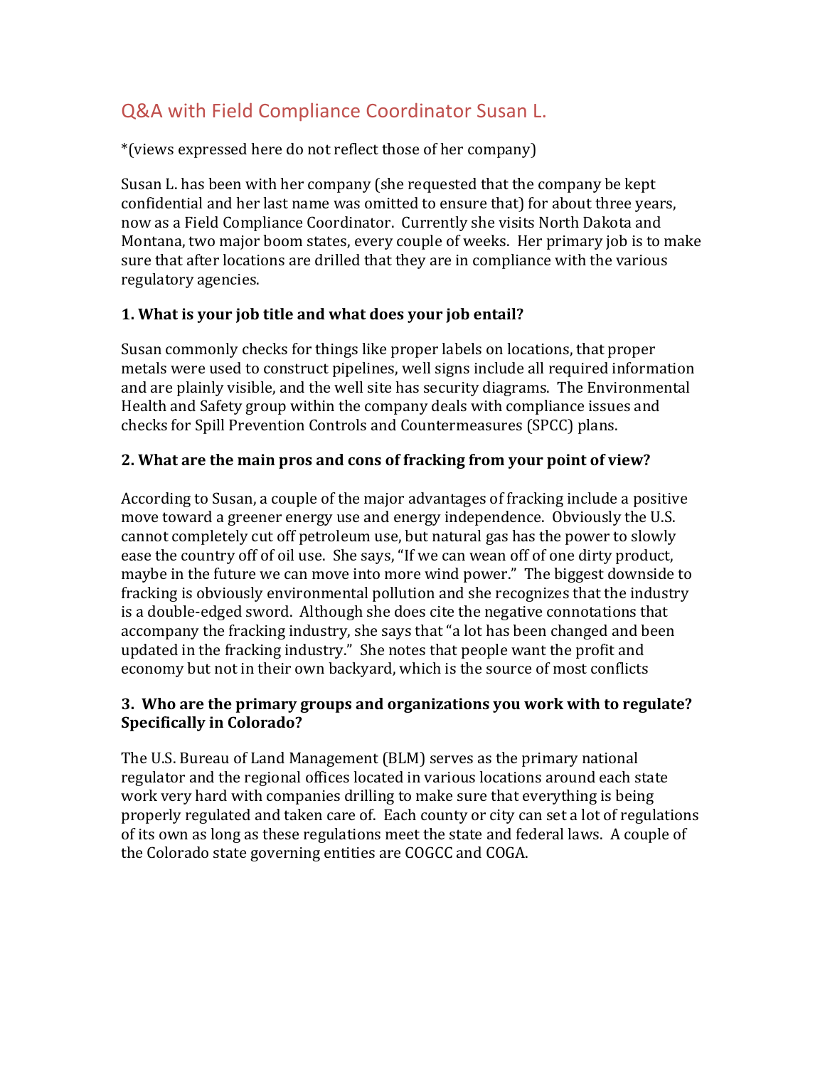# Q&A with Field Compliance Coordinator Susan L.

*(views expressed here do not reflect those of her company)

Susan L. has been with her company (she requested that the company be kept confidential and her last name was omitted to ensure that) for about three years, now as a Field Compliance Coordinator. Currently she visits North Dakota and Montana, two major boom states, every couple of weeks. Her primary job is to make sure that after locations are drilled that they are in compliance with the various regulatory agencies.

**1. What is your job title and what does your job entail?**

Susan commonly checks for things like proper labels on locations, that proper metals were used to construct pipelines, well signs include all required information and are plainly visible, and the well site has security diagrams. The Environmental Health and Safety group within the company deals with compliance issues and checks for Spill Prevention Controls and Countermeasures (SPCC) plans.

**2. What are the main pros and cons of fracking from your point of view?**

According to Susan, a couple of the major advantages of fracking include a positive move toward a greener energy use and energy independence. Obviously the U.S. cannot completely cut off petroleum use, but natural gas has the power to slowly ease the country off of oil use. She says, "If we can wean off of one dirty product, maybe in the future we can move into more wind power." The biggest downside to fracking is obviously environmental pollution and she recognizes that the industry is a double-edged sword. Although she does cite the negative connotations that accompany the fracking industry, she says that "a lot has been changed and been updated in the fracking industry." She notes that people want the profit and economy but not in their own backyard, which is the source of most conflicts

**3. Who are the primary groups and organizations you work with to regulate? Specifically in Colorado?**

The U.S. Bureau of Land Management (BLM) serves as the primary national regulator and the regional offices located in various locations around each state work very hard with companies drilling to make sure that everything is being properly regulated and taken care of. Each county or city can set a lot of regulations of its own as long as these regulations meet the state and federal laws. A couple of the Colorado state governing entities are COGCC and COGA.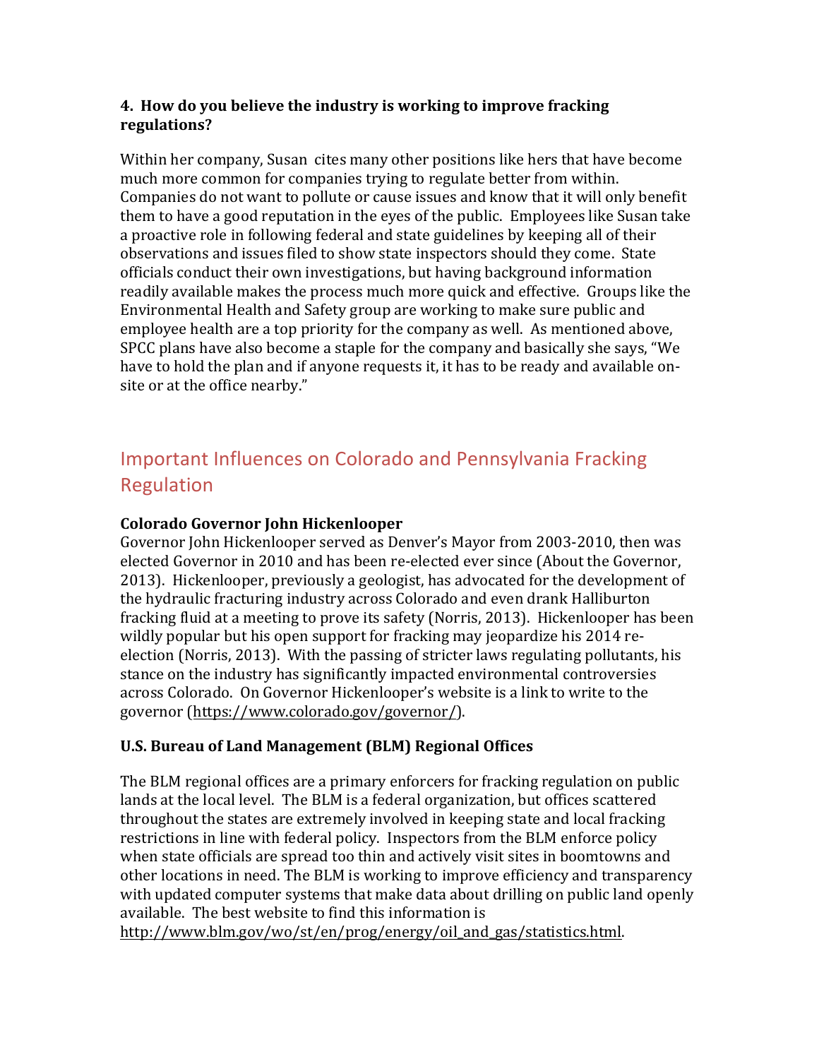**4. How do you believe the industry is working to improve fracking regulations?**

Within her company, Susan cites many other positions like hers that have become much more common for companies trying to regulate better from within. Companies do not want to pollute or cause issues and know that it will only benefit them to have a good reputation in the eyes of the public. Employees like Susan take a proactive role in following federal and state guidelines by keeping all of their observations and issues filed to show state inspectors should they come. State officials conduct their own investigations, but having background information readily available makes the process much more quick and effective. Groups like the Environmental Health and Safety group are working to make sure public and employee health are a top priority for the company as well. As mentioned above, SPCC plans have also become a staple for the company and basically she says, "We have to hold the plan and if anyone requests it, it has to be ready and available on-site or at the office nearby."

## Important Influences on Colorado and Pennsylvania Fracking Regulation

**Colorado Governor John Hickenlooper**

Governor John Hickenlooper served as Denver's Mayor from 2003-2010, then was elected Governor in 2010 and has been re-elected ever since (About the Governor, 2013). Hickenlooper, previously a geologist, has advocated for the development of the hydraulic fracturing industry across Colorado and even drank Halliburton fracking fluid at a meeting to prove its safety (Norris, 2013). Hickenlooper has been wildly popular but his open support for fracking may jeopardize his 2014 re-election (Norris, 2013). With the passing of stricter laws regulating pollutants, his stance on the industry has significantly impacted environmental controversies across Colorado. On Governor Hickenlooper's website is a link to write to the governor (https://www.colorado.gov/governor/).

**U.S. Bureau of Land Management (BLM) Regional Offices**

The BLM regional offices are a primary enforcers for fracking regulation on public lands at the local level. The BLM is a federal organization, but offices scattered throughout the states are extremely involved in keeping state and local fracking restrictions in line with federal policy. Inspectors from the BLM enforce policy when state officials are spread too thin and actively visit sites in boomtowns and other locations in need. The BLM is working to improve efficiency and transparency with updated computer systems that make data about drilling on public land openly available. The best website to find this information is http://www.blm.gov/wo/st/en/prog/energy/oil_and_gas/statistics.html.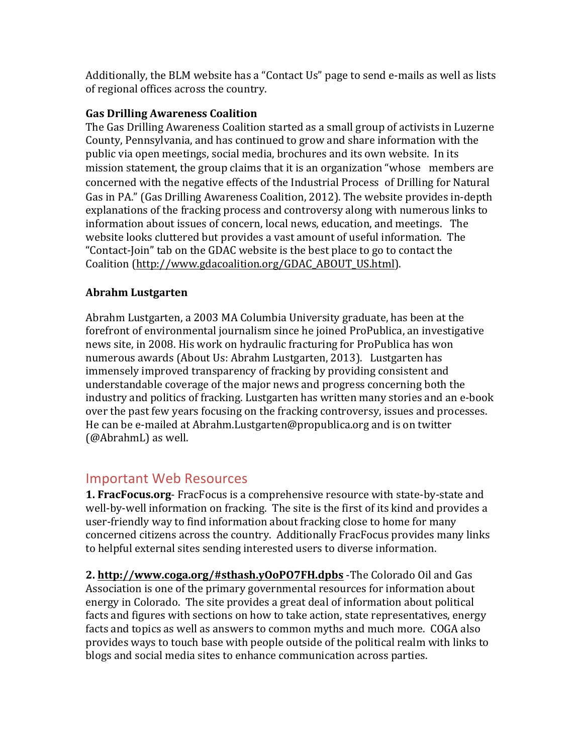Additionally, the BLM website has a "Contact Us" page to send e-mails as well as lists of regional offices across the country.

**Gas Drilling Awareness Coalition**

The Gas Drilling Awareness Coalition started as a small group of activists in Luzerne County, Pennsylvania, and has continued to grow and share information with the public via open meetings, social media, brochures and its own website. In its mission statement, the group claims that it is an organization "whose members are concerned with the negative effects of the Industrial Process of Drilling for Natural Gas in PA." (Gas Drilling Awareness Coalition, 2012). The website provides in-depth explanations of the fracking process and controversy along with numerous links to information about issues of concern, local news, education, and meetings. The website looks cluttered but provides a vast amount of useful information. The "Contact-Join" tab on the GDAC website is the best place to go to contact the Coalition (http://www.gdacoalition.org/GDAC_ABOUT_US.html).

**Abrahm Lustgarten**

Abrahm Lustgarten, a 2003 MA Columbia University graduate, has been at the forefront of environmental journalism since he joined ProPublica, an investigative news site, in 2008. His work on hydraulic fracturing for ProPublica has won numerous awards (About Us: Abrahm Lustgarten, 2013). Lustgarten has immensely improved transparency of fracking by providing consistent and understandable coverage of the major news and progress concerning both the industry and politics of fracking. Lustgarten has written many stories and an e-book over the past few years focusing on the fracking controversy, issues and processes. He can be e-mailed at Abrahm.Lustgarten@propublica.org and is on twitter (@AbrahmL) as well.

## Important Web Resources

**1. FracFocus.org**- FracFocus is a comprehensive resource with state-by-state and well-by-well information on fracking. The site is the first of its kind and provides a user-friendly way to find information about fracking close to home for many concerned citizens across the country. Additionally FracFocus provides many links to helpful external sites sending interested users to diverse information.

**2. http://www.coga.org/#sthash.yOoPO7FH.dpbs** -The Colorado Oil and Gas Association is one of the primary governmental resources for information about energy in Colorado. The site provides a great deal of information about political facts and figures with sections on how to take action, state representatives, energy facts and topics as well as answers to common myths and much more. COGA also provides ways to touch base with people outside of the political realm with links to blogs and social media sites to enhance communication across parties.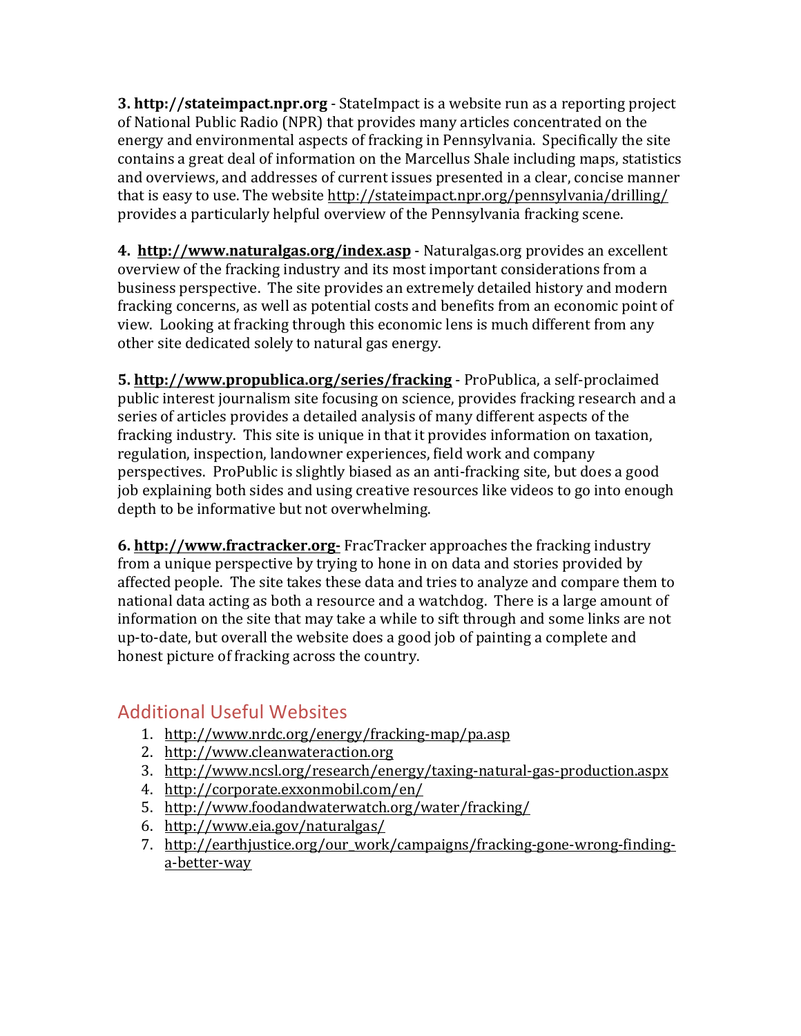**3. http://stateimpact.npr.org** - StateImpact is a website run as a reporting project of National Public Radio (NPR) that provides many articles concentrated on the energy and environmental aspects of fracking in Pennsylvania. Specifically the site contains a great deal of information on the Marcellus Shale including maps, statistics and overviews, and addresses of current issues presented in a clear, concise manner that is easy to use. The website http://stateimpact.npr.org/pennsylvania/drilling/ provides a particularly helpful overview of the Pennsylvania fracking scene.

**4. http://www.naturalgas.org/index.asp** - Naturalgas.org provides an excellent overview of the fracking industry and its most important considerations from a business perspective. The site provides an extremely detailed history and modern fracking concerns, as well as potential costs and benefits from an economic point of view. Looking at fracking through this economic lens is much different from any other site dedicated solely to natural gas energy.

**5. http://www.propublica.org/series/fracking** - ProPublica, a self-proclaimed public interest journalism site focusing on science, provides fracking research and a series of articles provides a detailed analysis of many different aspects of the fracking industry. This site is unique in that it provides information on taxation, regulation, inspection, landowner experiences, field work and company perspectives. ProPublic is slightly biased as an anti-fracking site, but does a good job explaining both sides and using creative resources like videos to go into enough depth to be informative but not overwhelming.

**6. http://www.fractracker.org-** FracTracker approaches the fracking industry from a unique perspective by trying to hone in on data and stories provided by affected people. The site takes these data and tries to analyze and compare them to national data acting as both a resource and a watchdog. There is a large amount of information on the site that may take a while to sift through and some links are not up-to-date, but overall the website does a good job of painting a complete and honest picture of fracking across the country.

## Additional Useful Websites

1. http://www.nrdc.org/energy/fracking-map/pa.asp
2. http://www.cleanwateraction.org
3. http://www.ncsl.org/research/energy/taxing-natural-gas-production.aspx
4. http://corporate.exxonmobil.com/en/
5. http://www.foodandwaterwatch.org/water/fracking/
6. http://www.eia.gov/naturalgas/
7. http://earthjustice.org/our_work/campaigns/fracking-gone-wrong-finding-a-better-way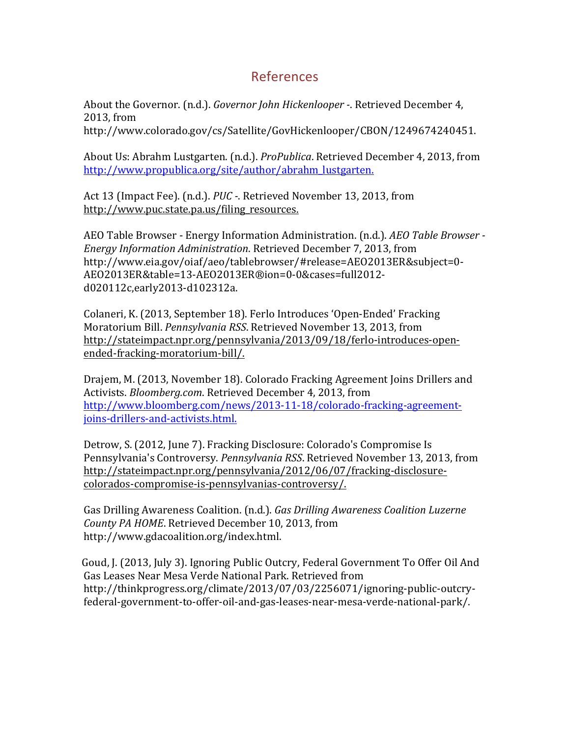## References

About the Governor. (n.d.). *Governor John Hickenlooper -*. Retrieved December 4, 2013, from http://www.colorado.gov/cs/Satellite/GovHickenlooper/CBON/1249674240451.

About Us: Abrahm Lustgarten. (n.d.). *ProPublica*. Retrieved December 4, 2013, from http://www.propublica.org/site/author/abrahm_lustgarten.

Act 13 (Impact Fee). (n.d.). *PUC -*. Retrieved November 13, 2013, from http://www.puc.state.pa.us/filing_resources.

AEO Table Browser - Energy Information Administration. (n.d.). *AEO Table Browser - Energy Information Administration*. Retrieved December 7, 2013, from http://www.eia.gov/oiaf/aeo/tablebrowser/#release=AEO2013ER&subject=0-AEO2013ER&table=13-AEO2013ER®ion=0-0&cases=full2012-d020112c,early2013-d102312a.

Colaneri, K. (2013, September 18). Ferlo Introduces 'Open-Ended' Fracking Moratorium Bill. *Pennsylvania RSS*. Retrieved November 13, 2013, from http://stateimpact.npr.org/pennsylvania/2013/09/18/ferlo-introduces-open-ended-fracking-moratorium-bill/.

Drajem, M. (2013, November 18). Colorado Fracking Agreement Joins Drillers and Activists. *Bloomberg.com*. Retrieved December 4, 2013, from http://www.bloomberg.com/news/2013-11-18/colorado-fracking-agreement-joins-drillers-and-activists.html.

Detrow, S. (2012, June 7). Fracking Disclosure: Colorado's Compromise Is Pennsylvania's Controversy. *Pennsylvania RSS*. Retrieved November 13, 2013, from http://stateimpact.npr.org/pennsylvania/2012/06/07/fracking-disclosure-colorados-compromise-is-pennsylvanias-controversy/.

Gas Drilling Awareness Coalition. (n.d.). *Gas Drilling Awareness Coalition Luzerne County PA HOME*. Retrieved December 10, 2013, from http://www.gdacoalition.org/index.html.

Goud, J. (2013, July 3). Ignoring Public Outcry, Federal Government To Offer Oil And Gas Leases Near Mesa Verde National Park. Retrieved from http://thinkprogress.org/climate/2013/07/03/2256071/ignoring-public-outcry-federal-government-to-offer-oil-and-gas-leases-near-mesa-verde-national-park/.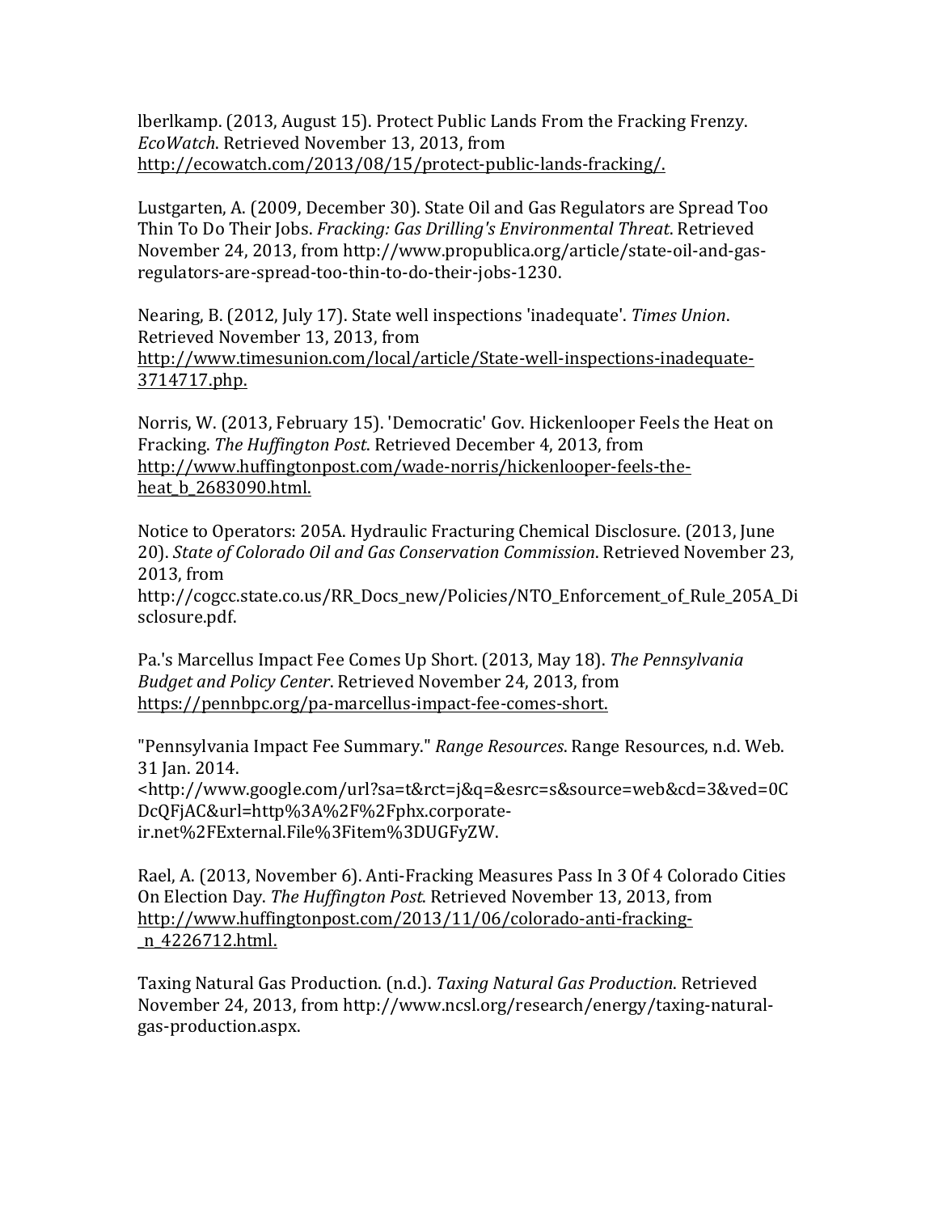lberlkamp. (2013, August 15). Protect Public Lands From the Fracking Frenzy. *EcoWatch*. Retrieved November 13, 2013, from http://ecowatch.com/2013/08/15/protect-public-lands-fracking/.

Lustgarten, A. (2009, December 30). State Oil and Gas Regulators are Spread Too Thin To Do Their Jobs. *Fracking: Gas Drilling's Environmental Threat*. Retrieved November 24, 2013, from http://www.propublica.org/article/state-oil-and-gas-regulators-are-spread-too-thin-to-do-their-jobs-1230.

Nearing, B. (2012, July 17). State well inspections 'inadequate'. *Times Union*. Retrieved November 13, 2013, from http://www.timesunion.com/local/article/State-well-inspections-inadequate-3714717.php.

Norris, W. (2013, February 15). 'Democratic' Gov. Hickenlooper Feels the Heat on Fracking. *The Huffington Post*. Retrieved December 4, 2013, from http://www.huffingtonpost.com/wade-norris/hickenlooper-feels-the-heat_b_2683090.html.

Notice to Operators: 205A. Hydraulic Fracturing Chemical Disclosure. (2013, June 20). *State of Colorado Oil and Gas Conservation Commission*. Retrieved November 23, 2013, from http://cogcc.state.co.us/RR_Docs_new/Policies/NTO_Enforcement_of_Rule_205A_Disclosure.pdf.

Pa.'s Marcellus Impact Fee Comes Up Short. (2013, May 18). *The Pennsylvania Budget and Policy Center*. Retrieved November 24, 2013, from https://pennbpc.org/pa-marcellus-impact-fee-comes-short.

"Pennsylvania Impact Fee Summary." *Range Resources*. Range Resources, n.d. Web. 31 Jan. 2014. <http://www.google.com/url?sa=t&rct=j&q=&esrc=s&source=web&cd=3&ved=0CDcQFjAC&url=http%3A%2F%2Fphx.corporate-ir.net%2FExternal.File%3Fitem%3DUGFyZW.

Rael, A. (2013, November 6). Anti-Fracking Measures Pass In 3 Of 4 Colorado Cities On Election Day. *The Huffington Post*. Retrieved November 13, 2013, from http://www.huffingtonpost.com/2013/11/06/colorado-anti-fracking-_n_4226712.html.

Taxing Natural Gas Production. (n.d.). *Taxing Natural Gas Production*. Retrieved November 24, 2013, from http://www.ncsl.org/research/energy/taxing-natural-gas-production.aspx.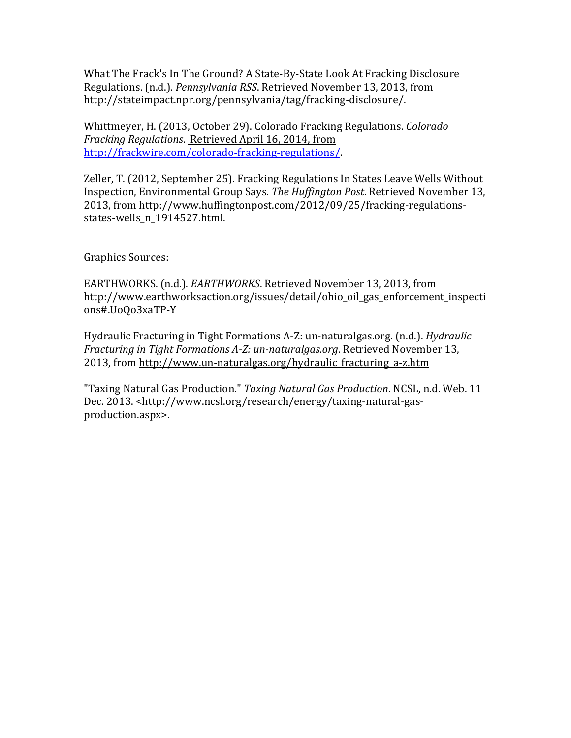What The Frack's In The Ground? A State-By-State Look At Fracking Disclosure Regulations. (n.d.). *Pennsylvania RSS*. Retrieved November 13, 2013, from http://stateimpact.npr.org/pennsylvania/tag/fracking-disclosure/.

Whittmeyer, H. (2013, October 29). Colorado Fracking Regulations. *Colorado Fracking Regulations*. Retrieved April 16, 2014, from http://frackwire.com/colorado-fracking-regulations/.

Zeller, T. (2012, September 25). Fracking Regulations In States Leave Wells Without Inspection, Environmental Group Says. *The Huffington Post*. Retrieved November 13, 2013, from http://www.huffingtonpost.com/2012/09/25/fracking-regulations-states-wells_n_1914527.html.

Graphics Sources:

EARTHWORKS. (n.d.). *EARTHWORKS*. Retrieved November 13, 2013, from http://www.earthworksaction.org/issues/detail/ohio_oil_gas_enforcement_inspections#.UoQo3xaTP-Y

Hydraulic Fracturing in Tight Formations A-Z: un-naturalgas.org. (n.d.). *Hydraulic Fracturing in Tight Formations A-Z: un-naturalgas.org*. Retrieved November 13, 2013, from http://www.un-naturalgas.org/hydraulic_fracturing_a-z.htm

"Taxing Natural Gas Production." *Taxing Natural Gas Production*. NCSL, n.d. Web. 11 Dec. 2013. <http://www.ncsl.org/research/energy/taxing-natural-gas-production.aspx>.